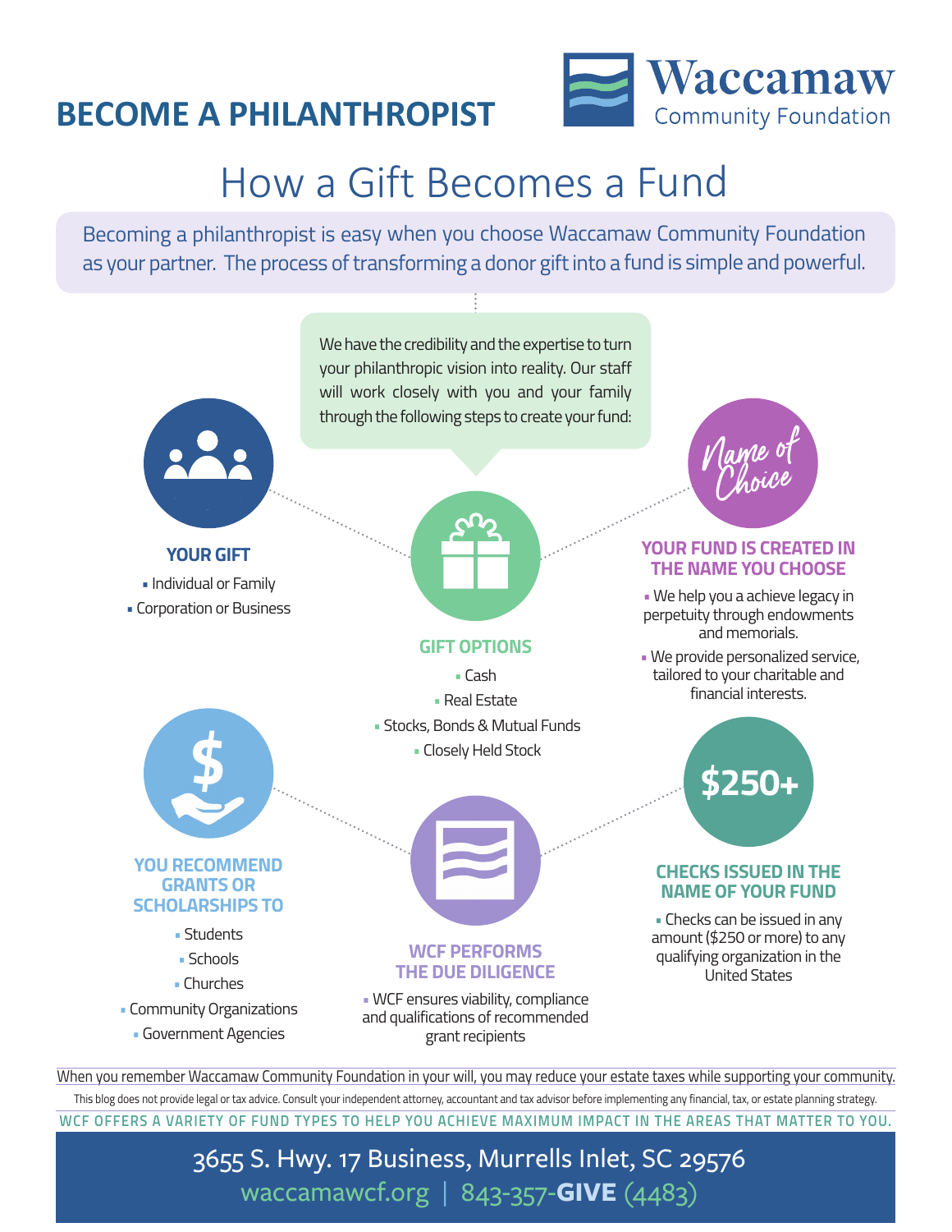# BECOME A PHILANTHROPIST

Waccamaw Community Foundation

## How a Gift Becomes a Fund

Becoming a philanthropist is easy when you choose Waccamaw Community Foundation as your partner. The process of transforming a donor gift into a fund is simple and powerful.

We have the credibility and the expertise to turn your philanthropic vision into reality. Our staff will work closely with you and your family through the following steps to create your fund:

### YOUR GIFT

- Individual or Family
- Corporation or Business

### GIFT OPTIONS

- Cash
- Real Estate
- Stocks, Bonds & Mutual Funds
- Closely Held Stock

### YOUR FUND IS CREATED IN THE NAME YOU CHOOSE

Name of Choice

- We help you a achieve legacy in perpetuity through endowments and memorials.
- We provide personalized service, tailored to your charitable and financial interests.

### YOU RECOMMEND GRANTS OR SCHOLARSHIPS TO

- Students
- Schools
- Churches
- Community Organizations
- Government Agencies

### WCF PERFORMS THE DUE DILIGENCE

- WCF ensures viability, compliance and qualifications of recommended grant recipients

### CHECKS ISSUED IN THE NAME OF YOUR FUND

$250+

- Checks can be issued in any amount ($250 or more) to any qualifying organization in the United States

When you remember Waccamaw Community Foundation in your will, you may reduce your estate taxes while supporting your community.

This blog does not provide legal or tax advice. Consult your independent attorney, accountant and tax advisor before implementing any financial, tax, or estate planning strategy.

WCF OFFERS A VARIETY OF FUND TYPES TO HELP YOU ACHIEVE MAXIMUM IMPACT IN THE AREAS THAT MATTER TO YOU.

3655 S. Hwy. 17 Business, Murrells Inlet, SC 29576

waccamawcf.org | 843-357-**GIVE** (4483)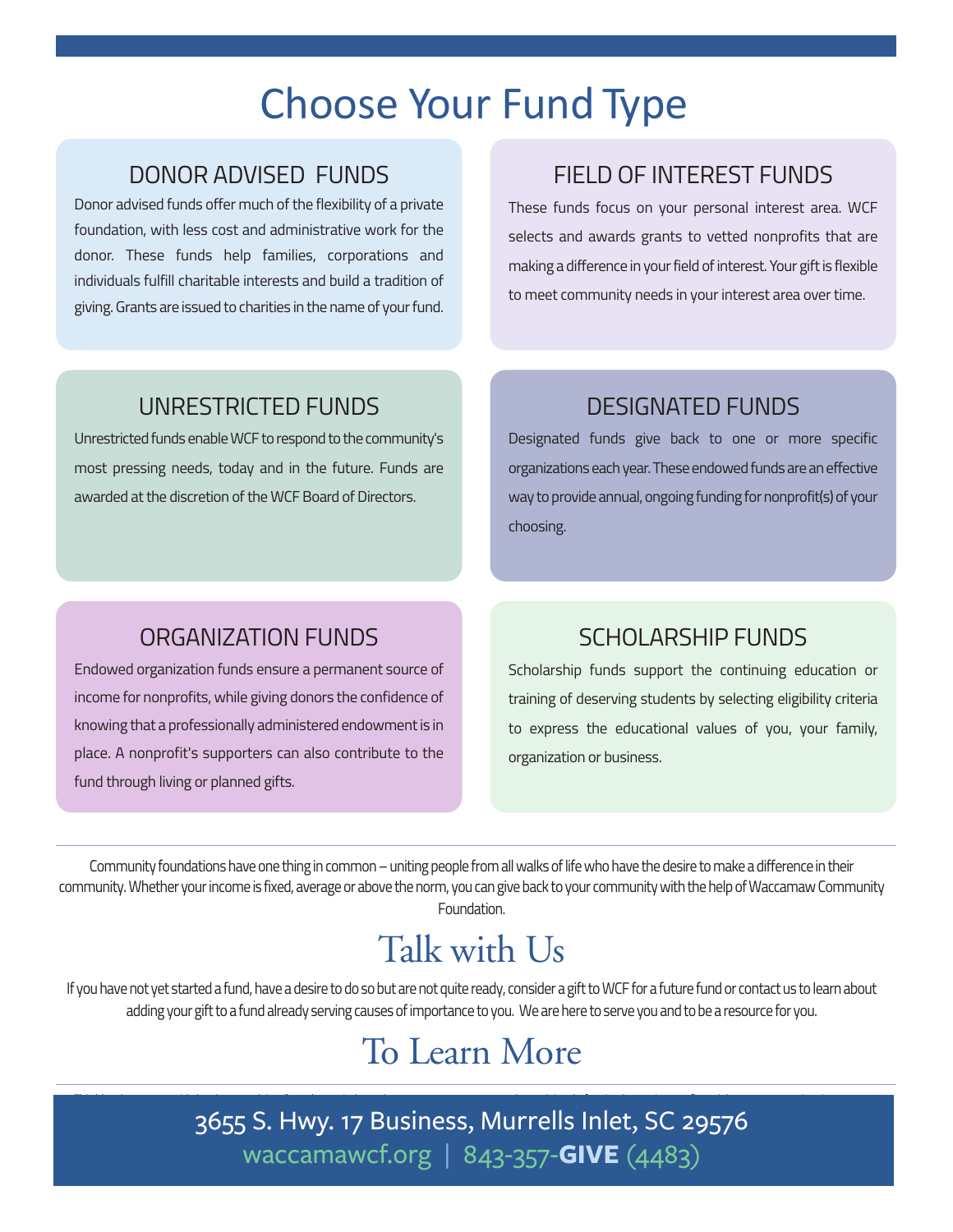# Choose Your Fund Type

## DONOR ADVISED FUNDS

Donor advised funds offer much of the flexibility of a private foundation, with less cost and administrative work for the donor. These funds help families, corporations and individuals fulfill charitable interests and build a tradition of giving. Grants are issued to charities in the name of your fund.

## FIELD OF INTEREST FUNDS

These funds focus on your personal interest area. WCF selects and awards grants to vetted nonprofits that are making a difference in your field of interest. Your gift is flexible to meet community needs in your interest area over time.

## UNRESTRICTED FUNDS

Unrestricted funds enable WCF to respond to the community's most pressing needs, today and in the future. Funds are awarded at the discretion of the WCF Board of Directors.

## DESIGNATED FUNDS

Designated funds give back to one or more specific organizations each year. These endowed funds are an effective way to provide annual, ongoing funding for nonprofit(s) of your choosing.

## ORGANIZATION FUNDS

Endowed organization funds ensure a permanent source of income for nonprofits, while giving donors the confidence of knowing that a professionally administered endowment is in place. A nonprofit's supporters can also contribute to the fund through living or planned gifts.

## SCHOLARSHIP FUNDS

Scholarship funds support the continuing education or training of deserving students by selecting eligibility criteria to express the educational values of you, your family, organization or business.

---

Community foundations have one thing in common – uniting people from all walks of life who have the desire to make a difference in their community. Whether your income is fixed, average or above the norm, you can give back to your community with the help of Waccamaw Community Foundation.

# Talk with Us

If you have not yet started a fund, have a desire to do so but are not quite ready, consider a gift to WCF for a future fund or contact us to learn about adding your gift to a fund already serving causes of importance to you. We are here to serve you and to be a resource for you.

# To Learn More

3655 S. Hwy. 17 Business, Murrells Inlet, SC 29576

waccamawcf.org | 843-357-**GIVE** (4483)